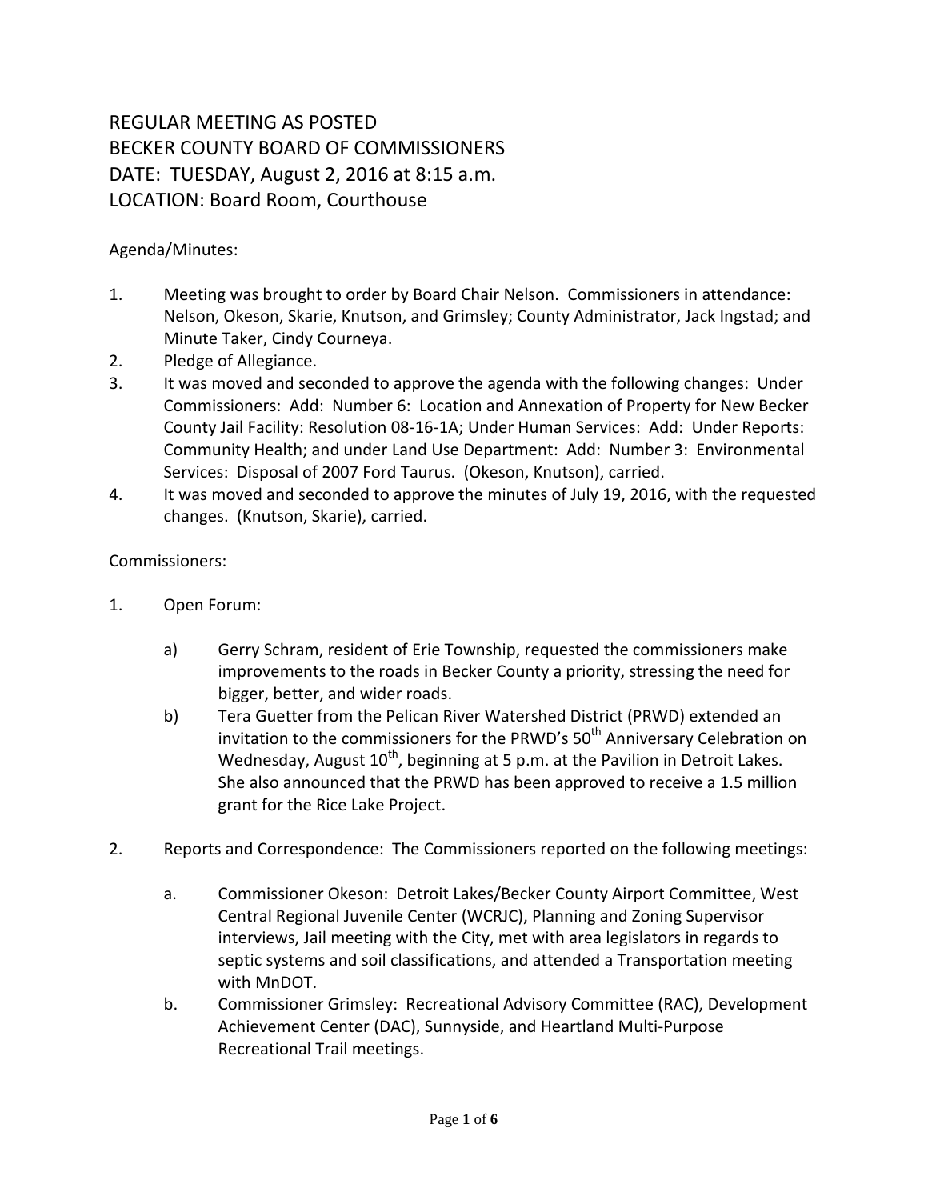# REGULAR MEETING AS POSTED
# BECKER COUNTY BOARD OF COMMISSIONERS
# DATE: TUESDAY, August 2, 2016 at 8:15 a.m.
# LOCATION: Board Room, Courthouse

Agenda/Minutes:

1. Meeting was brought to order by Board Chair Nelson. Commissioners in attendance: Nelson, Okeson, Skarie, Knutson, and Grimsley; County Administrator, Jack Ingstad; and Minute Taker, Cindy Courneya.
2. Pledge of Allegiance.
3. It was moved and seconded to approve the agenda with the following changes: Under Commissioners: Add: Number 6: Location and Annexation of Property for New Becker County Jail Facility: Resolution 08-16-1A; Under Human Services: Add: Under Reports: Community Health; and under Land Use Department: Add: Number 3: Environmental Services: Disposal of 2007 Ford Taurus. (Okeson, Knutson), carried.
4. It was moved and seconded to approve the minutes of July 19, 2016, with the requested changes. (Knutson, Skarie), carried.

Commissioners:

1. Open Forum:

    a) Gerry Schram, resident of Erie Township, requested the commissioners make improvements to the roads in Becker County a priority, stressing the need for bigger, better, and wider roads.
    b) Tera Guetter from the Pelican River Watershed District (PRWD) extended an invitation to the commissioners for the PRWD's 50th Anniversary Celebration on Wednesday, August 10th, beginning at 5 p.m. at the Pavilion in Detroit Lakes. She also announced that the PRWD has been approved to receive a 1.5 million grant for the Rice Lake Project.

2. Reports and Correspondence: The Commissioners reported on the following meetings:

    a. Commissioner Okeson: Detroit Lakes/Becker County Airport Committee, West Central Regional Juvenile Center (WCRJC), Planning and Zoning Supervisor interviews, Jail meeting with the City, met with area legislators in regards to septic systems and soil classifications, and attended a Transportation meeting with MnDOT.
    b. Commissioner Grimsley: Recreational Advisory Committee (RAC), Development Achievement Center (DAC), Sunnyside, and Heartland Multi-Purpose Recreational Trail meetings.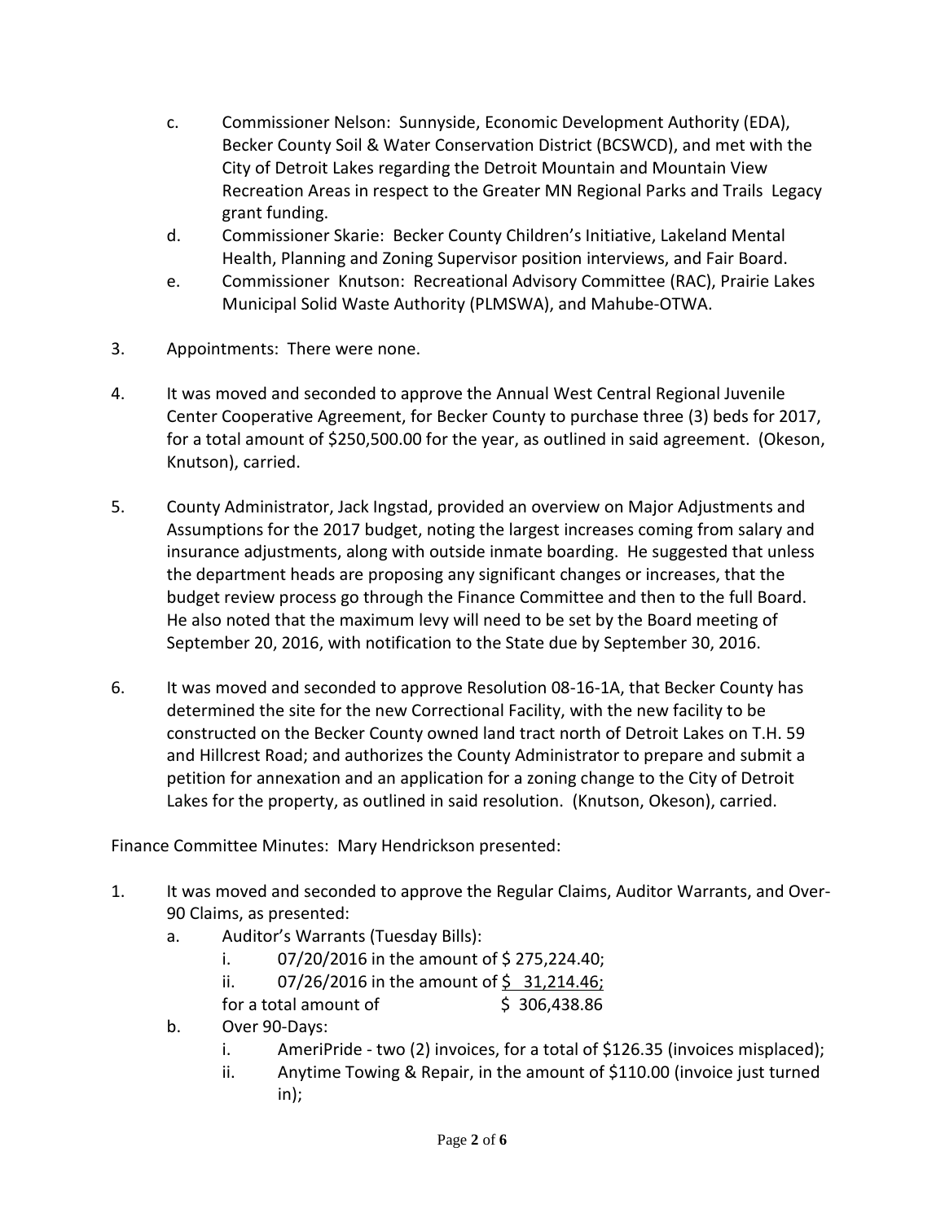c. Commissioner Nelson: Sunnyside, Economic Development Authority (EDA), Becker County Soil & Water Conservation District (BCSWCD), and met with the City of Detroit Lakes regarding the Detroit Mountain and Mountain View Recreation Areas in respect to the Greater MN Regional Parks and Trails Legacy grant funding.

d. Commissioner Skarie: Becker County Children's Initiative, Lakeland Mental Health, Planning and Zoning Supervisor position interviews, and Fair Board.

e. Commissioner Knutson: Recreational Advisory Committee (RAC), Prairie Lakes Municipal Solid Waste Authority (PLMSWA), and Mahube-OTWA.

3. Appointments: There were none.

4. It was moved and seconded to approve the Annual West Central Regional Juvenile Center Cooperative Agreement, for Becker County to purchase three (3) beds for 2017, for a total amount of $250,500.00 for the year, as outlined in said agreement. (Okeson, Knutson), carried.

5. County Administrator, Jack Ingstad, provided an overview on Major Adjustments and Assumptions for the 2017 budget, noting the largest increases coming from salary and insurance adjustments, along with outside inmate boarding. He suggested that unless the department heads are proposing any significant changes or increases, that the budget review process go through the Finance Committee and then to the full Board. He also noted that the maximum levy will need to be set by the Board meeting of September 20, 2016, with notification to the State due by September 30, 2016.

6. It was moved and seconded to approve Resolution 08-16-1A, that Becker County has determined the site for the new Correctional Facility, with the new facility to be constructed on the Becker County owned land tract north of Detroit Lakes on T.H. 59 and Hillcrest Road; and authorizes the County Administrator to prepare and submit a petition for annexation and an application for a zoning change to the City of Detroit Lakes for the property, as outlined in said resolution. (Knutson, Okeson), carried.

Finance Committee Minutes: Mary Hendrickson presented:

1. It was moved and seconded to approve the Regular Claims, Auditor Warrants, and Over-90 Claims, as presented:
   a. Auditor's Warrants (Tuesday Bills):
      i. 07/20/2016 in the amount of $ 275,224.40;
      ii. 07/26/2016 in the amount of $ 31,214.46;
      
      for a total amount of $ 306,438.86
   b. Over 90-Days:
      i. AmeriPride - two (2) invoices, for a total of $126.35 (invoices misplaced);
      ii. Anytime Towing & Repair, in the amount of $110.00 (invoice just turned in);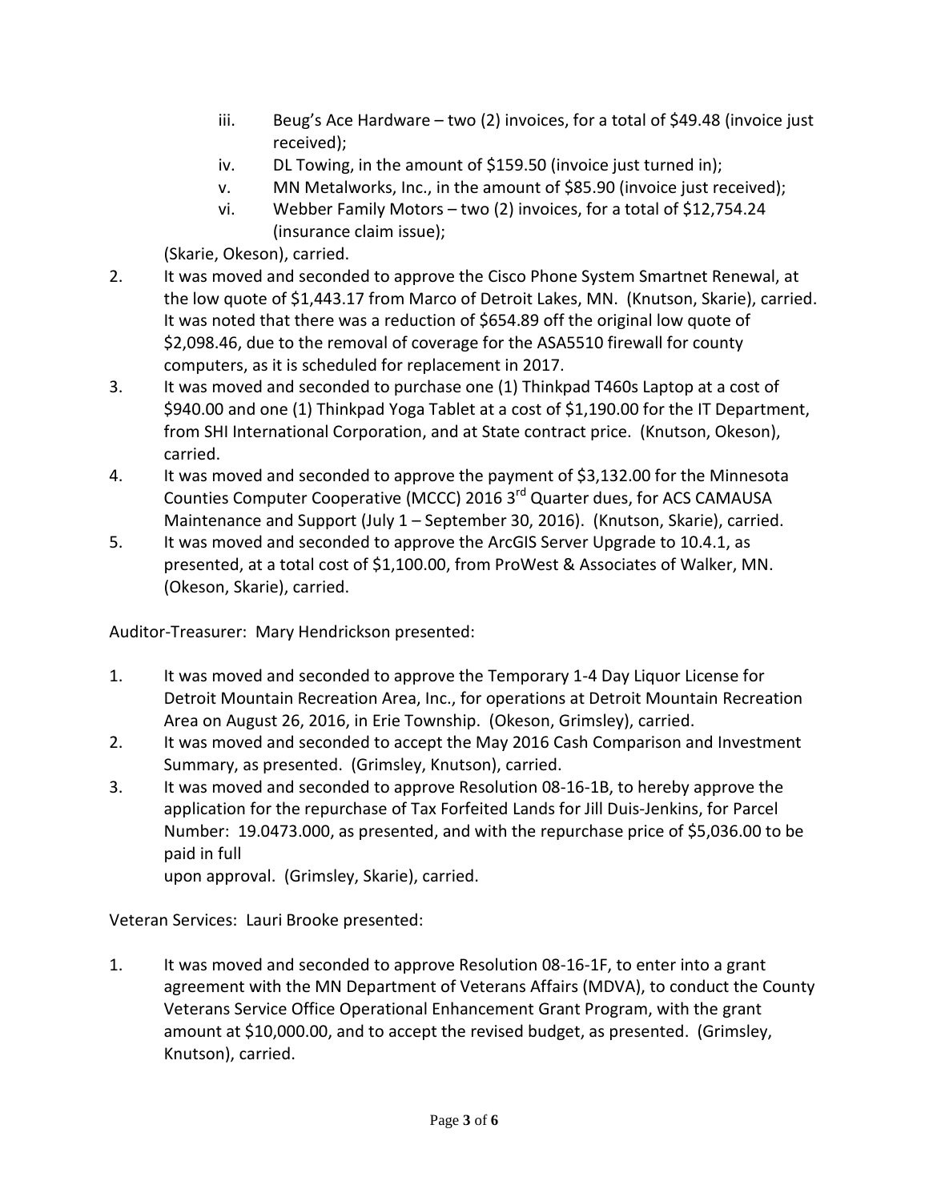iii. Beug's Ace Hardware – two (2) invoices, for a total of $49.48 (invoice just received);
   iv. DL Towing, in the amount of $159.50 (invoice just turned in);
   v. MN Metalworks, Inc., in the amount of $85.90 (invoice just received);
   vi. Webber Family Motors – two (2) invoices, for a total of $12,754.24 (insurance claim issue);

   (Skarie, Okeson), carried.

2. It was moved and seconded to approve the Cisco Phone System Smartnet Renewal, at the low quote of $1,443.17 from Marco of Detroit Lakes, MN. (Knutson, Skarie), carried. It was noted that there was a reduction of $654.89 off the original low quote of $2,098.46, due to the removal of coverage for the ASA5510 firewall for county computers, as it is scheduled for replacement in 2017.
3. It was moved and seconded to purchase one (1) Thinkpad T460s Laptop at a cost of $940.00 and one (1) Thinkpad Yoga Tablet at a cost of $1,190.00 for the IT Department, from SHI International Corporation, and at State contract price. (Knutson, Okeson), carried.
4. It was moved and seconded to approve the payment of $3,132.00 for the Minnesota Counties Computer Cooperative (MCCC) 2016 3rd Quarter dues, for ACS CAMAUSA Maintenance and Support (July 1 – September 30, 2016). (Knutson, Skarie), carried.
5. It was moved and seconded to approve the ArcGIS Server Upgrade to 10.4.1, as presented, at a total cost of $1,100.00, from ProWest & Associates of Walker, MN. (Okeson, Skarie), carried.

Auditor-Treasurer: Mary Hendrickson presented:

1. It was moved and seconded to approve the Temporary 1-4 Day Liquor License for Detroit Mountain Recreation Area, Inc., for operations at Detroit Mountain Recreation Area on August 26, 2016, in Erie Township. (Okeson, Grimsley), carried.
2. It was moved and seconded to accept the May 2016 Cash Comparison and Investment Summary, as presented. (Grimsley, Knutson), carried.
3. It was moved and seconded to approve Resolution 08-16-1B, to hereby approve the application for the repurchase of Tax Forfeited Lands for Jill Duis-Jenkins, for Parcel Number: 19.0473.000, as presented, and with the repurchase price of $5,036.00 to be paid in full
   upon approval. (Grimsley, Skarie), carried.

Veteran Services: Lauri Brooke presented:

1. It was moved and seconded to approve Resolution 08-16-1F, to enter into a grant agreement with the MN Department of Veterans Affairs (MDVA), to conduct the County Veterans Service Office Operational Enhancement Grant Program, with the grant amount at $10,000.00, and to accept the revised budget, as presented. (Grimsley, Knutson), carried.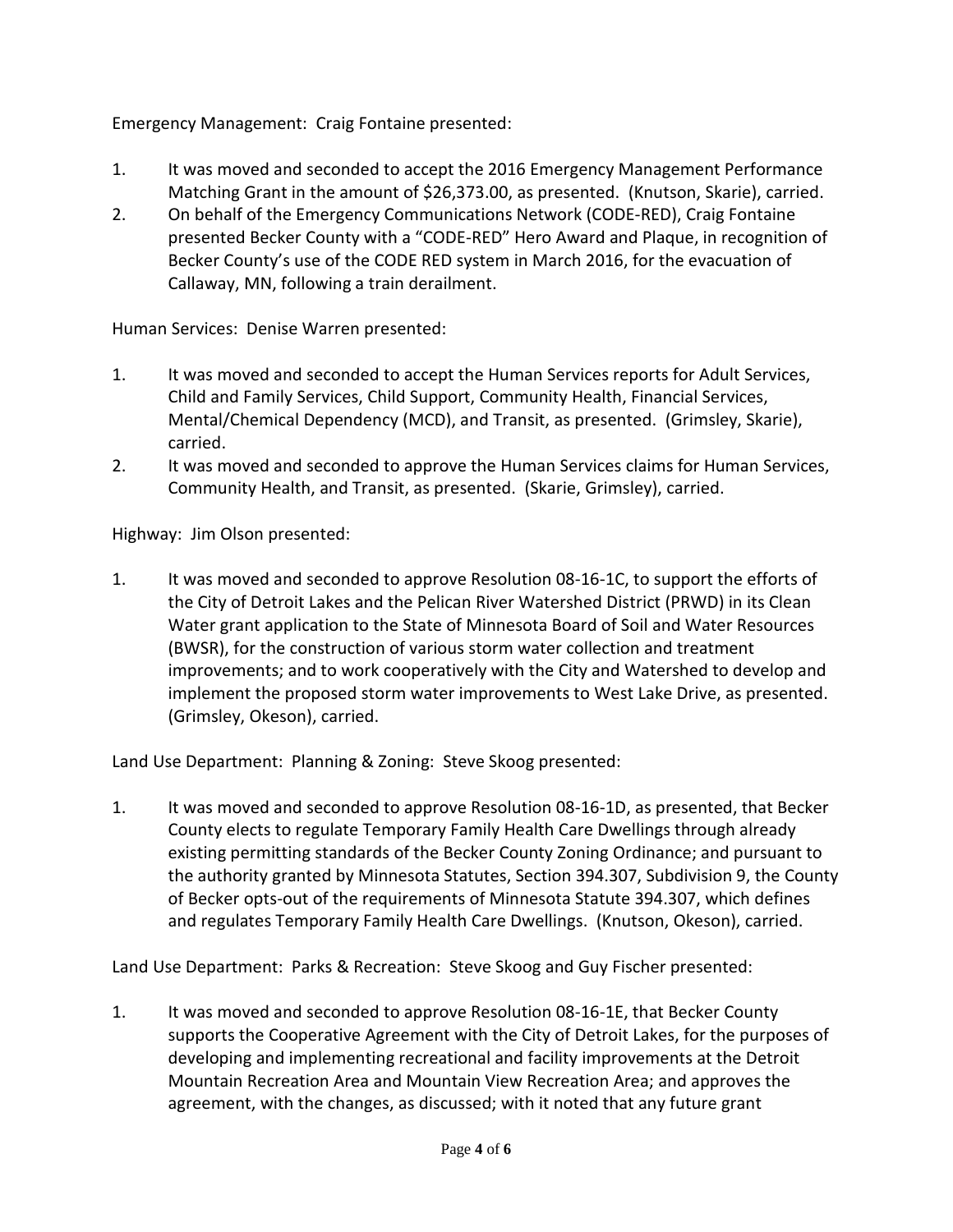Emergency Management: Craig Fontaine presented:

1. It was moved and seconded to accept the 2016 Emergency Management Performance Matching Grant in the amount of $26,373.00, as presented. (Knutson, Skarie), carried.
2. On behalf of the Emergency Communications Network (CODE-RED), Craig Fontaine presented Becker County with a “CODE-RED” Hero Award and Plaque, in recognition of Becker County’s use of the CODE RED system in March 2016, for the evacuation of Callaway, MN, following a train derailment.

Human Services: Denise Warren presented:

1. It was moved and seconded to accept the Human Services reports for Adult Services, Child and Family Services, Child Support, Community Health, Financial Services, Mental/Chemical Dependency (MCD), and Transit, as presented. (Grimsley, Skarie), carried.
2. It was moved and seconded to approve the Human Services claims for Human Services, Community Health, and Transit, as presented. (Skarie, Grimsley), carried.

Highway: Jim Olson presented:

1. It was moved and seconded to approve Resolution 08-16-1C, to support the efforts of the City of Detroit Lakes and the Pelican River Watershed District (PRWD) in its Clean Water grant application to the State of Minnesota Board of Soil and Water Resources (BWSR), for the construction of various storm water collection and treatment improvements; and to work cooperatively with the City and Watershed to develop and implement the proposed storm water improvements to West Lake Drive, as presented. (Grimsley, Okeson), carried.

Land Use Department: Planning & Zoning: Steve Skoog presented:

1. It was moved and seconded to approve Resolution 08-16-1D, as presented, that Becker County elects to regulate Temporary Family Health Care Dwellings through already existing permitting standards of the Becker County Zoning Ordinance; and pursuant to the authority granted by Minnesota Statutes, Section 394.307, Subdivision 9, the County of Becker opts-out of the requirements of Minnesota Statute 394.307, which defines and regulates Temporary Family Health Care Dwellings. (Knutson, Okeson), carried.

Land Use Department: Parks & Recreation: Steve Skoog and Guy Fischer presented:

1. It was moved and seconded to approve Resolution 08-16-1E, that Becker County supports the Cooperative Agreement with the City of Detroit Lakes, for the purposes of developing and implementing recreational and facility improvements at the Detroit Mountain Recreation Area and Mountain View Recreation Area; and approves the agreement, with the changes, as discussed; with it noted that any future grant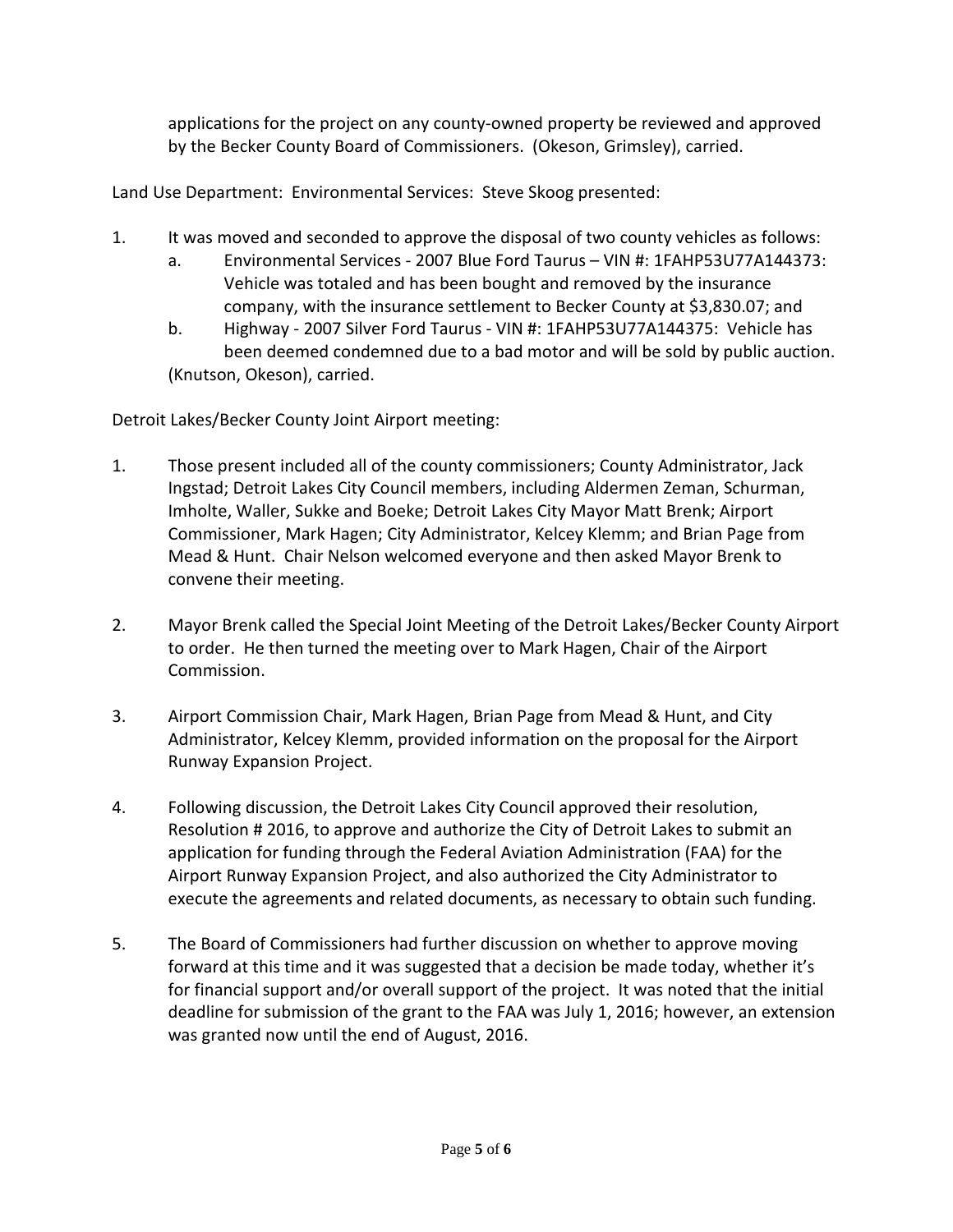applications for the project on any county-owned property be reviewed and approved by the Becker County Board of Commissioners. (Okeson, Grimsley), carried.

Land Use Department: Environmental Services: Steve Skoog presented:

1. It was moved and seconded to approve the disposal of two county vehicles as follows:
   a. Environmental Services - 2007 Blue Ford Taurus – VIN #: 1FAHP53U77A144373: Vehicle was totaled and has been bought and removed by the insurance company, with the insurance settlement to Becker County at $3,830.07; and
   b. Highway - 2007 Silver Ford Taurus - VIN #: 1FAHP53U77A144375: Vehicle has been deemed condemned due to a bad motor and will be sold by public auction.

   (Knutson, Okeson), carried.

Detroit Lakes/Becker County Joint Airport meeting:

1. Those present included all of the county commissioners; County Administrator, Jack Ingstad; Detroit Lakes City Council members, including Aldermen Zeman, Schurman, Imholte, Waller, Sukke and Boeke; Detroit Lakes City Mayor Matt Brenk; Airport Commissioner, Mark Hagen; City Administrator, Kelcey Klemm; and Brian Page from Mead & Hunt. Chair Nelson welcomed everyone and then asked Mayor Brenk to convene their meeting.

2. Mayor Brenk called the Special Joint Meeting of the Detroit Lakes/Becker County Airport to order. He then turned the meeting over to Mark Hagen, Chair of the Airport Commission.

3. Airport Commission Chair, Mark Hagen, Brian Page from Mead & Hunt, and City Administrator, Kelcey Klemm, provided information on the proposal for the Airport Runway Expansion Project.

4. Following discussion, the Detroit Lakes City Council approved their resolution, Resolution # 2016, to approve and authorize the City of Detroit Lakes to submit an application for funding through the Federal Aviation Administration (FAA) for the Airport Runway Expansion Project, and also authorized the City Administrator to execute the agreements and related documents, as necessary to obtain such funding.

5. The Board of Commissioners had further discussion on whether to approve moving forward at this time and it was suggested that a decision be made today, whether it's for financial support and/or overall support of the project. It was noted that the initial deadline for submission of the grant to the FAA was July 1, 2016; however, an extension was granted now until the end of August, 2016.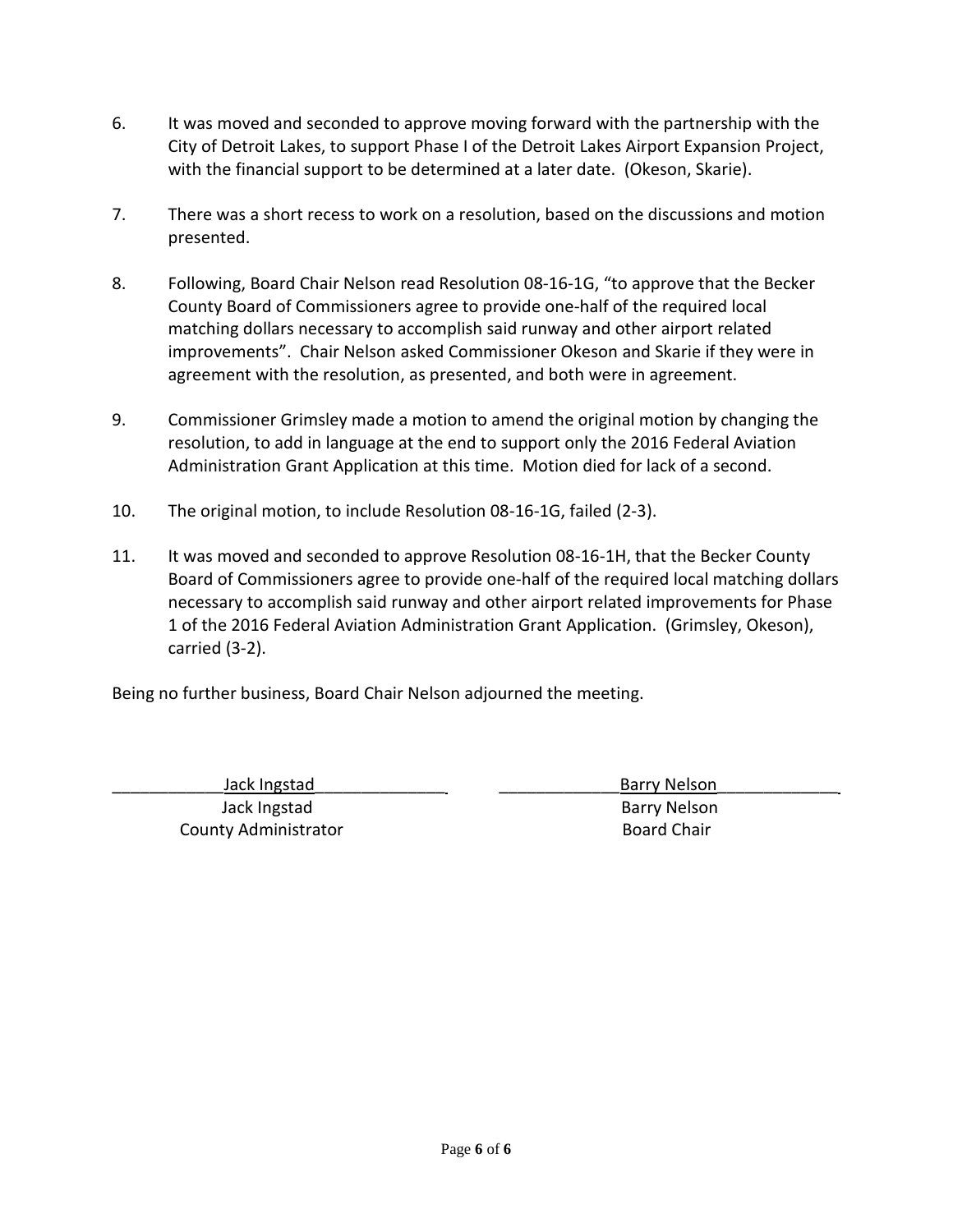6. It was moved and seconded to approve moving forward with the partnership with the City of Detroit Lakes, to support Phase I of the Detroit Lakes Airport Expansion Project, with the financial support to be determined at a later date. (Okeson, Skarie).

7. There was a short recess to work on a resolution, based on the discussions and motion presented.

8. Following, Board Chair Nelson read Resolution 08-16-1G, "to approve that the Becker County Board of Commissioners agree to provide one-half of the required local matching dollars necessary to accomplish said runway and other airport related improvements". Chair Nelson asked Commissioner Okeson and Skarie if they were in agreement with the resolution, as presented, and both were in agreement.

9. Commissioner Grimsley made a motion to amend the original motion by changing the resolution, to add in language at the end to support only the 2016 Federal Aviation Administration Grant Application at this time. Motion died for lack of a second.

10. The original motion, to include Resolution 08-16-1G, failed (2-3).

11. It was moved and seconded to approve Resolution 08-16-1H, that the Becker County Board of Commissioners agree to provide one-half of the required local matching dollars necessary to accomplish said runway and other airport related improvements for Phase 1 of the 2016 Federal Aviation Administration Grant Application. (Grimsley, Okeson), carried (3-2).

Being no further business, Board Chair Nelson adjourned the meeting.

| | |
|---|---|
| ___________Jack Ingstad_____________ | ____________Barry Nelson____________ |
| Jack Ingstad | Barry Nelson |
| County Administrator | Board Chair |